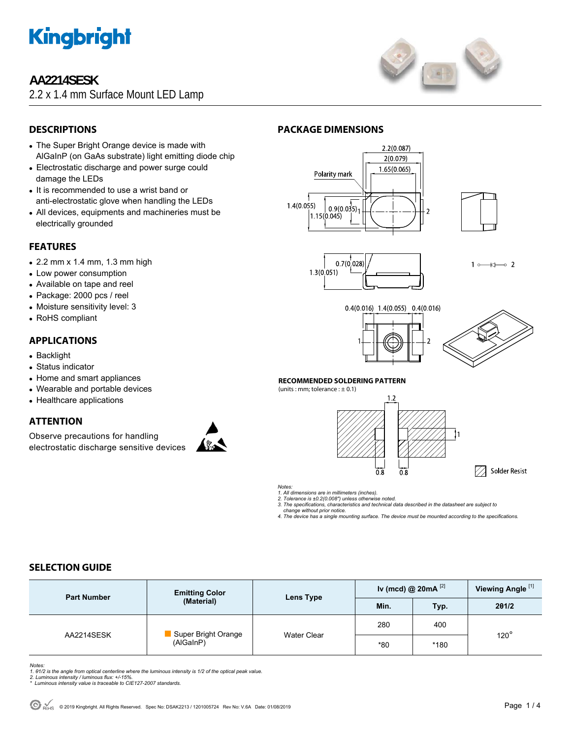# AA2214SESK

2.2 x 1.4 mm Surface Mount LED Lamp

## DESCRIPTIONS

- The Super Bright Orange device is made with AlGaInP (on GaAs substrate) light emitting diode chip
- Electrostatic discharge and power surge could damage the LEDs
- It is recommended to use a wrist band or anti-electrostatic glove when handling the LEDs
- All devices, equipments and machineries must be electrically grounded

## FEATURES

- 2.2 mm x 1.4 mm, 1.3 mm high
- Low power consumption
- Available on tape and reel
- Package: 2000 pcs / reel
- Moisture sensitivity level: 3
- RoHS compliant

## APPLICATIONS

- Backlight
- Status indicator
- Home and smart appliances
- Wearable and portable devices
- Healthcare applications

## ATTENTION

Observe precautions for handling electrostatic discharge sensitive devices

## PACKAGE DIMENSIONS

Polarity mark

2.2(0.087) 2(0.079) 1.65(0.065) 1.4(0.055) 0.9(0.035) 1.15(0.045) 0.7(0.028) 1.3(0.051) 0.4(0.016) 1.4(0.055) 0.4(0.016)

### RECOMMENDED SOLDERING PATTERN

(units : mm; tolerance : ± 0.1)

1.2 1 0.8 0.8

Solder Resist

*Notes:*
*1. All dimensions are in millimeters (inches).*
*2. Tolerance is ±0.2(0.008") unless otherwise noted.*
*3. The specifications, characteristics and technical data described in the datasheet are subject to change without prior notice.*
*4. The device has a single mounting surface. The device must be mounted according to the specifications.*

## SELECTION GUIDE

| Part Number | Emitting Color (Material) | Lens Type | Iv (mcd) @ 20mA [2] | | Viewing Angle [1] |
|---|---|---|---|---|---|
| | | | Min. | Typ. | 2θ1/2 |
| AA2214SESK | Super Bright Orange (AlGaInP) | Water Clear | 280 | 400 | 120° |
| | | | *80 | *180 | |

*Notes:*
*1. θ1/2 is the angle from optical centerline where the luminous intensity is 1/2 of the optical peak value.*
*2. Luminous intensity / luminous flux: +/-15%.*
*\* Luminous intensity value is traceable to CIE127-2007 standards.*

© 2019 Kingbright. All Rights Reserved. Spec No: DSAK2213 / 1201005724 Rev No: V.6A Date: 01/08/2019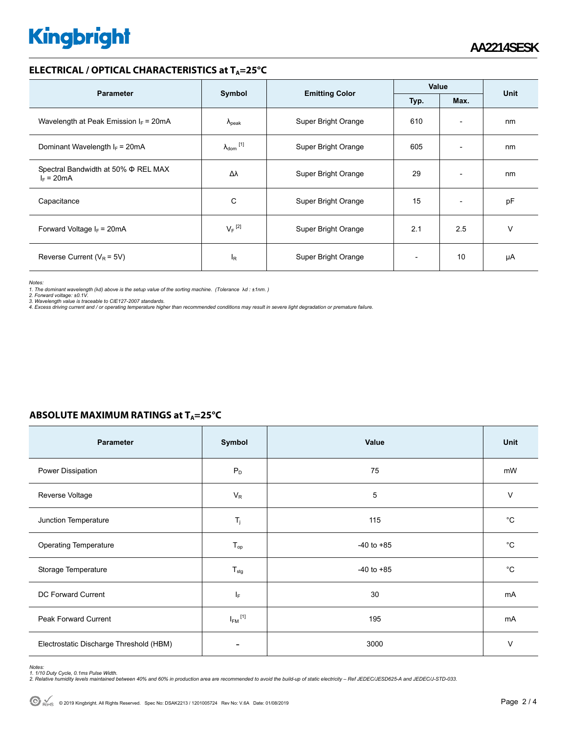## ELECTRICAL / OPTICAL CHARACTERISTICS at $T_A$=25°C

| Parameter | Symbol | Emitting Color | Value | | Unit |
|---|---|---|---|---|---|
| | | | Typ. | Max. | |
| Wavelength at Peak Emission $I_F$ = 20mA | $\lambda_{peak}$ | Super Bright Orange | 610 | - | nm |
| Dominant Wavelength $I_F$ = 20mA | $\lambda_{dom}$ [1] | Super Bright Orange | 605 | - | nm |
| Spectral Bandwidth at 50% Φ REL MAX $I_F$ = 20mA | Δλ | Super Bright Orange | 29 | - | nm |
| Capacitance | C | Super Bright Orange | 15 | - | pF |
| Forward Voltage $I_F$ = 20mA | $V_F$ [2] | Super Bright Orange | 2.1 | 2.5 | V |
| Reverse Current ($V_R$ = 5V) | $I_R$ | Super Bright Orange | - | 10 | µA |

*Notes:*
*1. The dominant wavelength (λd) above is the setup value of the sorting machine. (Tolerance λd : ±1nm. )*
*2. Forward voltage: ±0.1V.*
*3. Wavelength value is traceable to CIE127-2007 standards.*
*4. Excess driving current and / or operating temperature higher than recommended conditions may result in severe light degradation or premature failure.*

## ABSOLUTE MAXIMUM RATINGS at $T_A$=25°C

| Parameter | Symbol | Value | Unit |
|---|---|---|---|
| Power Dissipation | $P_D$ | 75 | mW |
| Reverse Voltage | $V_R$ | 5 | V |
| Junction Temperature | $T_j$ | 115 | °C |
| Operating Temperature | $T_{op}$ | -40 to +85 | °C |
| Storage Temperature | $T_{stg}$ | -40 to +85 | °C |
| DC Forward Current | $I_F$ | 30 | mA |
| Peak Forward Current | $I_{FM}$ [1] | 195 | mA |
| Electrostatic Discharge Threshold (HBM) | - | 3000 | V |

*Notes:*
*1. 1/10 Duty Cycle, 0.1ms Pulse Width.*
*2. Relative humidity levels maintained between 40% and 60% in production area are recommended to avoid the build-up of static electricity – Ref JEDEC/JESD625-A and JEDEC/J-STD-033.*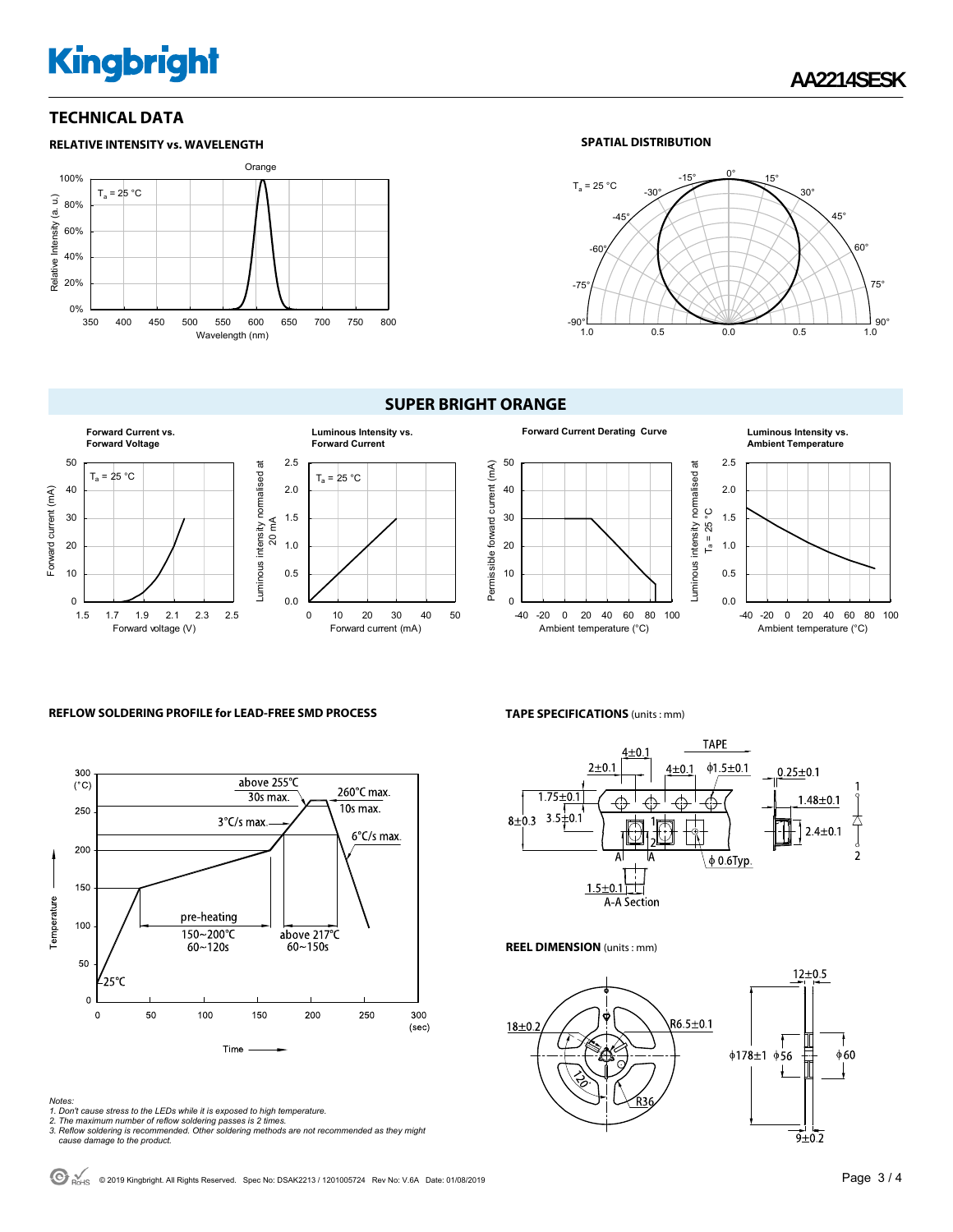## TECHNICAL DATA

### RELATIVE INTENSITY vs. WAVELENGTH

### SPATIAL DISTRIBUTION

## SUPER BRIGHT ORANGE

**Forward Current vs. Forward Voltage**

**Luminous Intensity vs. Forward Current**

**Forward Current Derating Curve**

**Luminous Intensity vs. Ambient Temperature**

### REFLOW SOLDERING PROFILE for LEAD-FREE SMD PROCESS

### TAPE SPECIFICATIONS (units : mm)

### REEL DIMENSION (units : mm)

*Notes:*
1. *Don't cause stress to the LEDs while it is exposed to high temperature.*
2. *The maximum number of reflow soldering passes is 2 times.*
3. *Reflow soldering is recommended. Other soldering methods are not recommended as they might cause damage to the product.*

© 2019 Kingbright. All Rights Reserved. Spec No: DSAK2213 / 1201005724 Rev No: V.6A Date: 01/08/2019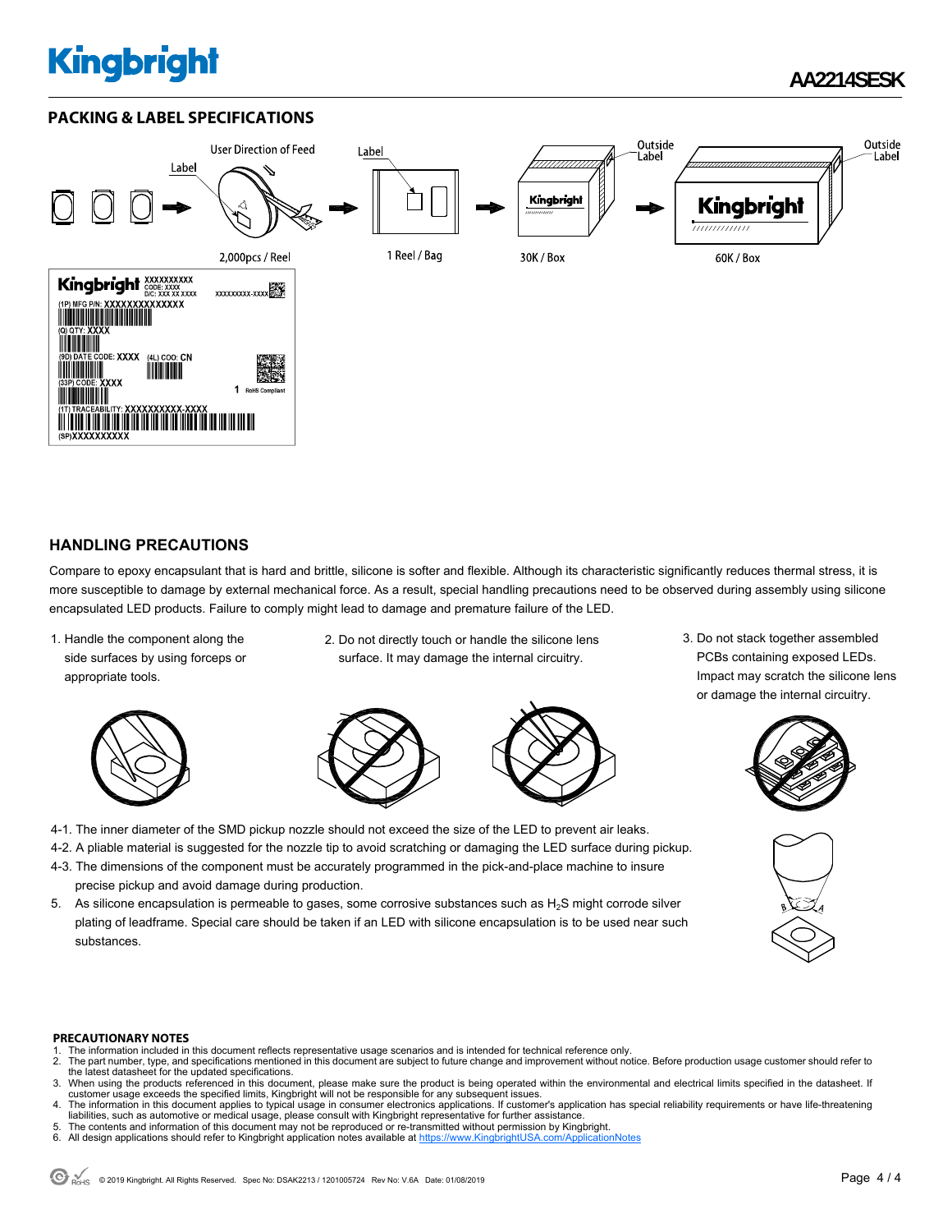## PACKING & LABEL SPECIFICATIONS

User Direction of Feed

Label

Label

Outside Label

Outside Label

2,000pcs / Reel

1 Reel / Bag

30K / Box

60K / Box

## HANDLING PRECAUTIONS

Compare to epoxy encapsulant that is hard and brittle, silicone is softer and flexible. Although its characteristic significantly reduces thermal stress, it is more susceptible to damage by external mechanical force. As a result, special handling precautions need to be observed during assembly using silicone encapsulated LED products. Failure to comply might lead to damage and premature failure of the LED.

1. Handle the component along the side surfaces by using forceps or appropriate tools.
2. Do not directly touch or handle the silicone lens surface. It may damage the internal circuitry.
3. Do not stack together assembled PCBs containing exposed LEDs. Impact may scratch the silicone lens or damage the internal circuitry.

4-1. The inner diameter of the SMD pickup nozzle should not exceed the size of the LED to prevent air leaks.

4-2. A pliable material is suggested for the nozzle tip to avoid scratching or damaging the LED surface during pickup.

4-3. The dimensions of the component must be accurately programmed in the pick-and-place machine to insure precise pickup and avoid damage during production.

5. As silicone encapsulation is permeable to gases, some corrosive substances such as $H_2S$ might corrode silver plating of leadframe. Special care should be taken if an LED with silicone encapsulation is to be used near such substances.

### PRECAUTIONARY NOTES

1. The information included in this document reflects representative usage scenarios and is intended for technical reference only.
2. The part number, type, and specifications mentioned in this document are subject to future change and improvement without notice. Before production usage customer should refer to the latest datasheet for the updated specifications.
3. When using the products referenced in this document, please make sure the product is being operated within the environmental and electrical limits specified in the datasheet. If customer usage exceeds the specified limits, Kingbright will not be responsible for any subsequent issues.
4. The information in this document applies to typical usage in consumer electronics applications. If customer's application has special reliability requirements or have life-threatening liabilities, such as automotive or medical usage, please consult with Kingbright representative for further assistance.
5. The contents and information of this document may not be reproduced or re-transmitted without permission by Kingbright.
6. All design applications should refer to Kingbright application notes available at https://www.KingbrightUSA.com/ApplicationNotes